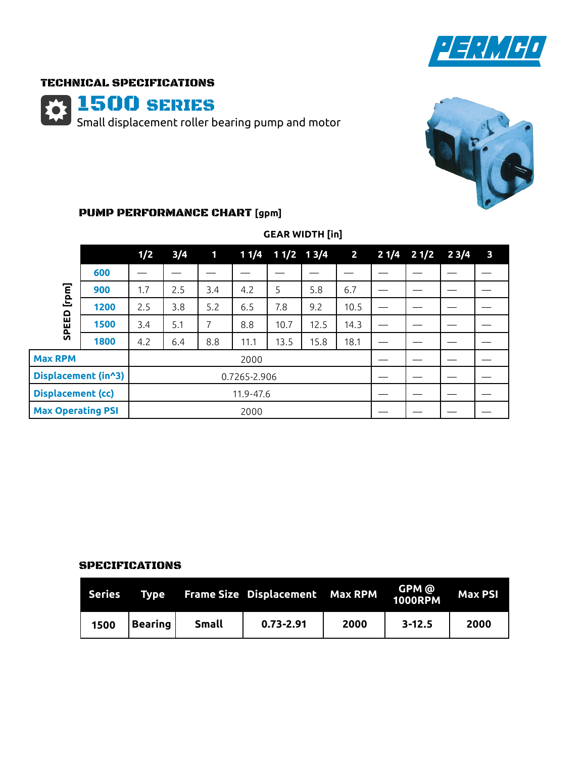PERMCO

**TECHNICAL SPECIFICATIONS**

# 1500 SERIES

Small displacement roller bearing pump and motor

## PUMP PERFORMANCE CHART [gpm]

GEAR WIDTH [in]

| SPEED [rpm] | 1/2 | 3/4 | 1 | 1 1/4 | 1 1/2 | 1 3/4 | 2 | 2 1/4 | 2 1/2 | 2 3/4 | 3 |
|---|---|---|---|---|---|---|---|---|---|---|---|
| 600 | — | — | — | — | — | — | — | — | — | — | — |
| 900 | 1.7 | 2.5 | 3.4 | 4.2 | 5 | 5.8 | 6.7 | — | — | — | — |
| 1200 | 2.5 | 3.8 | 5.2 | 6.5 | 7.8 | 9.2 | 10.5 | — | — | — | — |
| 1500 | 3.4 | 5.1 | 7 | 8.8 | 10.7 | 12.5 | 14.3 | — | — | — | — |
| 1800 | 4.2 | 6.4 | 8.8 | 11.1 | 13.5 | 15.8 | 18.1 | — | — | — | — |
| Max RPM | 2000 | | | | | | | — | — | — | — |
| Displacement (in^3) | 0.7265-2.906 | | | | | | | — | — | — | — |
| Displacement (cc) | 11.9-47.6 | | | | | | | — | — | — | — |
| Max Operating PSI | 2000 | | | | | | | — | — | — | — |

## SPECIFICATIONS

| Series | Type | Frame Size | Displacement | Max RPM | GPM @ 1000RPM | Max PSI |
|---|---|---|---|---|---|---|
| 1500 | Bearing | Small | 0.73-2.91 | 2000 | 3-12.5 | 2000 |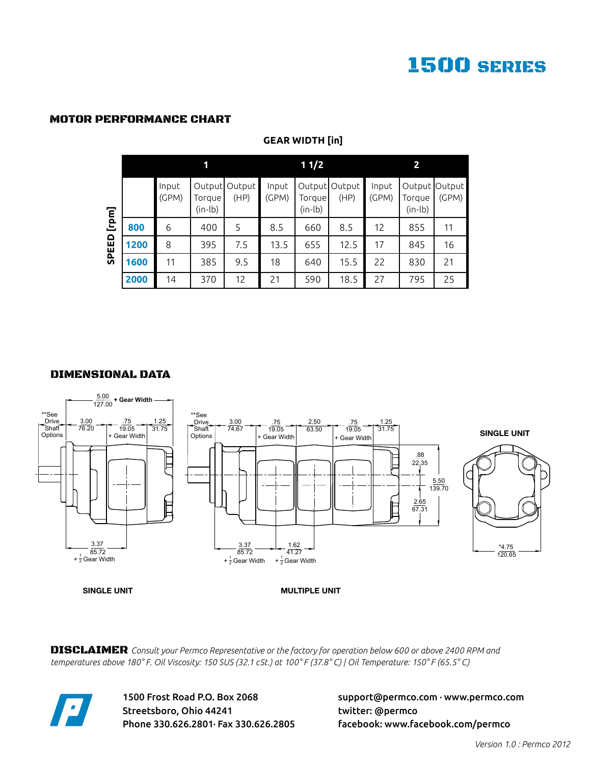# 1500 SERIES

## MOTOR PERFORMANCE CHART

GEAR WIDTH [in]

| SPEED [rpm] | 1 | | | 1 1/2 | | | 2 | | |
|---|---|---|---|---|---|---|---|---|---|
| | Input (GPM) | Output Torque (in-lb) | Output (HP) | Input (GPM) | Output Torque (in-lb) | Output (HP) | Input (GPM) | Output Torque (in-lb) | Output (GPM) |
| **800** | 6 | 400 | 5 | 8.5 | 660 | 8.5 | 12 | 855 | 11 |
| **1200** | 8 | 395 | 7.5 | 13.5 | 655 | 12.5 | 17 | 845 | 16 |
| **1600** | 11 | 385 | 9.5 | 18 | 640 | 15.5 | 22 | 830 | 21 |
| **2000** | 14 | 370 | 12 | 21 | 590 | 18.5 | 27 | 795 | 25 |

## DIMENSIONAL DATA

5.00
127.00
+ Gear Width

**See Drive Shaft Options

3.00
76.20

.75
19.05
+ Gear Width

1.25
31.75

3.37
85.72
+ 1/2 Gear Width

SINGLE UNIT

**See Drive Shaft Options

3.00
74.67

.75
19.05
+ Gear Width

2.50
63.50

.75
19.05
+ Gear Width

1.25
31.75

.88
22.35

5.50
139.70

2.65
67.31

3.37
85.72
+ 1/2 Gear Width

1.62
41.27
+ 1/2 Gear Width

MULTIPLE UNIT

SINGLE UNIT

*4.75
120.65

**DISCLAIMER** *Consult your Permco Representative or the factory for operation below 600 or above 2400 RPM and temperatures above 180° F. Oil Viscosity: 150 SUS (32.1 cSt.) at 100° F (37.8° C) | Oil Temperature: 150° F (65.5° C)*

1500 Frost Road P.O. Box 2068
Streetsboro, Ohio 44241
Phone 330.626.2801· Fax 330.626.2805

support@permco.com · www.permco.com
twitter: @permco
facebook: www.facebook.com/permco

*Version 1.0 : Permco 2012*